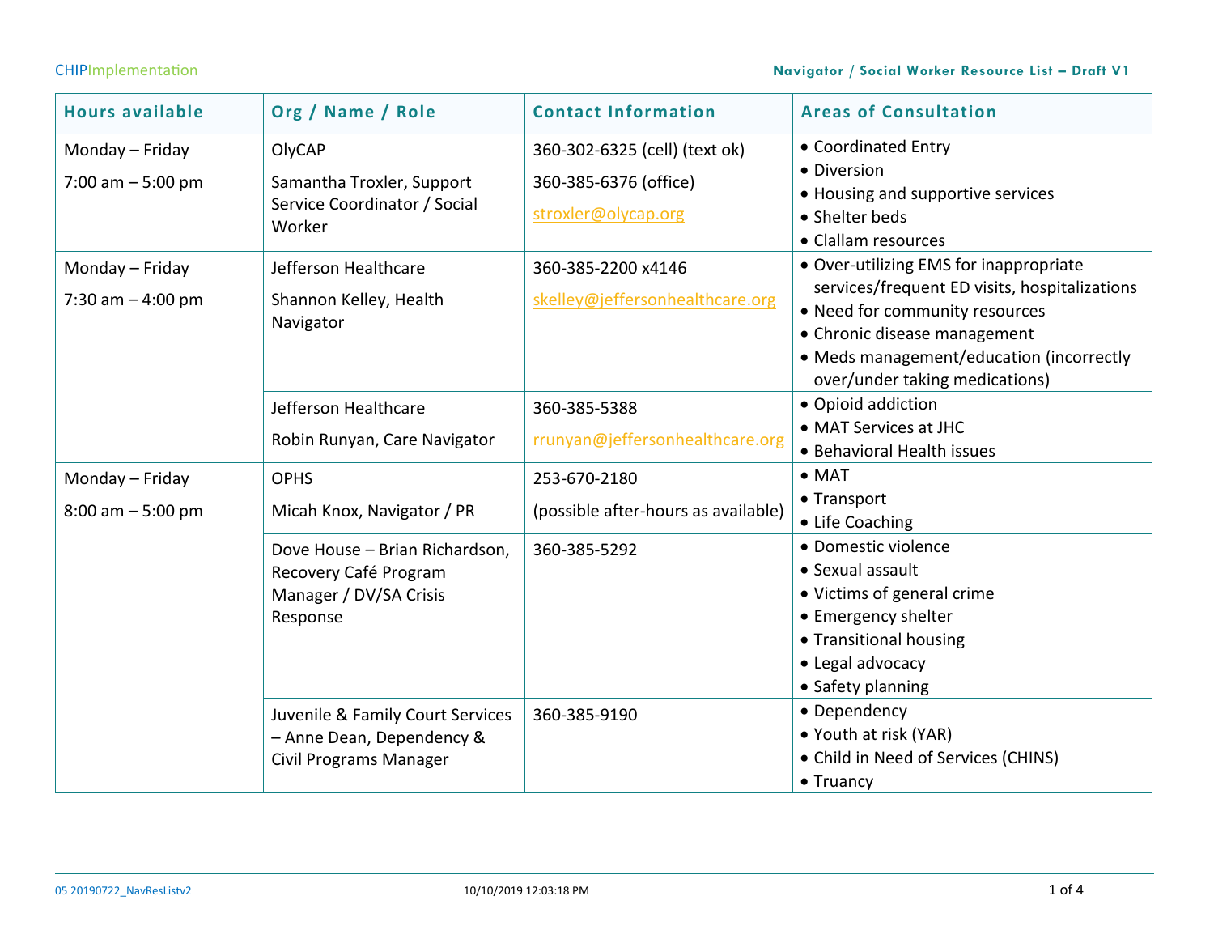| Hours available | Org / Name / Role | Contact Information | Areas of Consultation |
|---|---|---|---|
| Monday – Friday<br>7:00 am – 5:00 pm | OlyCAP<br>Samantha Troxler, Support Service Coordinator / Social Worker | 360-302-6325 (cell) (text ok)<br>360-385-6376 (office)<br>stroxler@olycap.org | • Coordinated Entry<br>• Diversion<br>• Housing and supportive services<br>• Shelter beds<br>• Clallam resources |
| Monday – Friday<br>7:30 am – 4:00 pm | Jefferson Healthcare<br>Shannon Kelley, Health Navigator | 360-385-2200 x4146<br>skelley@jeffersonhealthcare.org | • Over-utilizing EMS for inappropriate services/frequent ED visits, hospitalizations<br>• Need for community resources<br>• Chronic disease management<br>• Meds management/education (incorrectly over/under taking medications) |
| | Jefferson Healthcare<br>Robin Runyan, Care Navigator | 360-385-5388<br>rrunyan@jeffersonhealthcare.org | • Opioid addiction<br>• MAT Services at JHC<br>• Behavioral Health issues |
| Monday – Friday<br>8:00 am – 5:00 pm | OPHS<br>Micah Knox, Navigator / PR | 253-670-2180<br>(possible after-hours as available) | • MAT<br>• Transport<br>• Life Coaching |
| | Dove House – Brian Richardson, Recovery Café Program Manager / DV/SA Crisis Response | 360-385-5292 | • Domestic violence<br>• Sexual assault<br>• Victims of general crime<br>• Emergency shelter<br>• Transitional housing<br>• Legal advocacy<br>• Safety planning |
| | Juvenile & Family Court Services – Anne Dean, Dependency & Civil Programs Manager | 360-385-9190 | • Dependency<br>• Youth at risk (YAR)<br>• Child in Need of Services (CHINS)<br>• Truancy |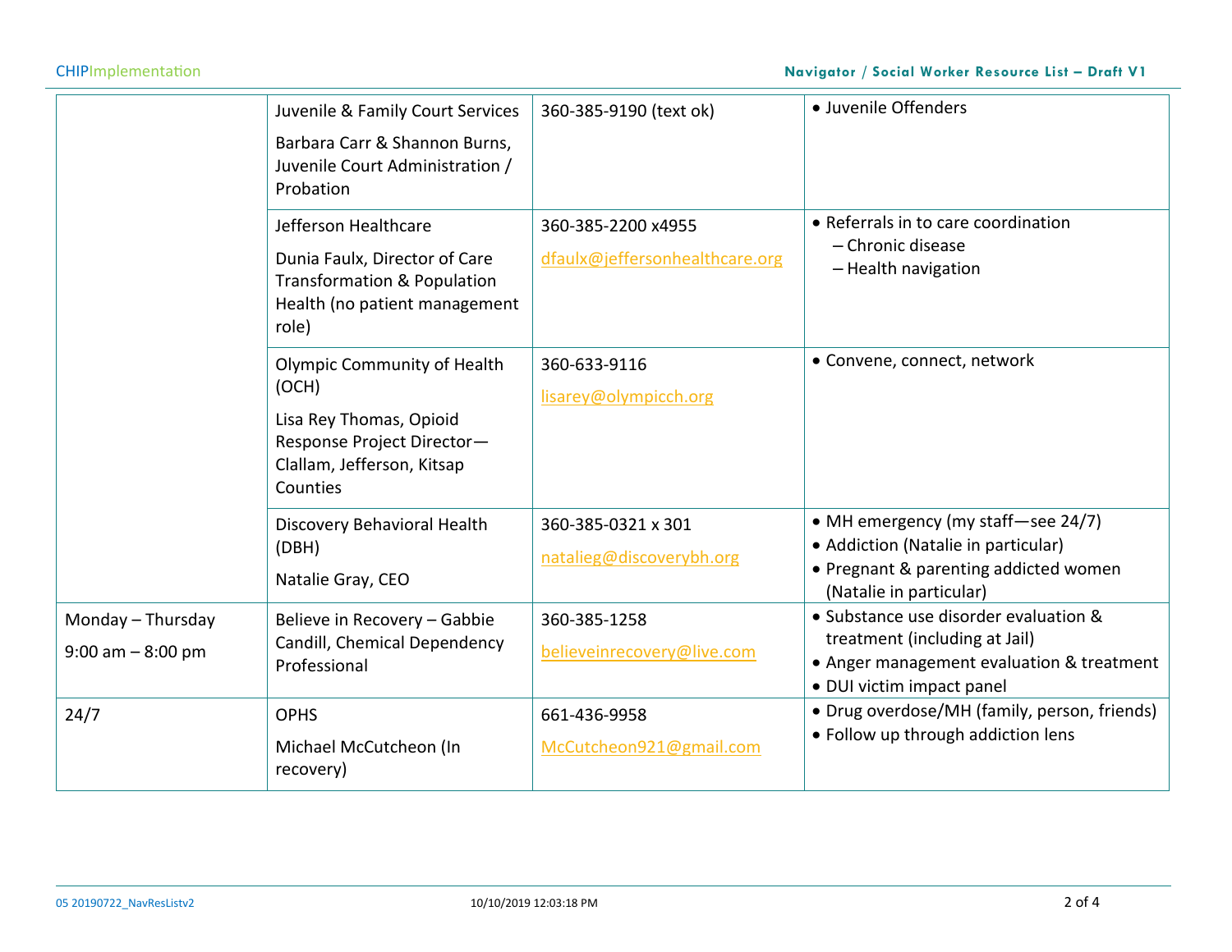| | | | |
|---|---|---|---|
| | Juvenile & Family Court Services<br>Barbara Carr & Shannon Burns, Juvenile Court Administration / Probation | 360-385-9190 (text ok) | • Juvenile Offenders |
| | Jefferson Healthcare<br>Dunia Faulx, Director of Care Transformation & Population Health (no patient management role) | 360-385-2200 x4955<br>dfaulx@jeffersonhealthcare.org | • Referrals in to care coordination<br>– Chronic disease<br>– Health navigation |
| | Olympic Community of Health (OCH)<br>Lisa Rey Thomas, Opioid Response Project Director—Clallam, Jefferson, Kitsap Counties | 360-633-9116<br>lisarey@olympicch.org | • Convene, connect, network |
| | Discovery Behavioral Health (DBH)<br>Natalie Gray, CEO | 360-385-0321 x 301<br>natalieg@discoverybh.org | • MH emergency (my staff—see 24/7)<br>• Addiction (Natalie in particular)<br>• Pregnant & parenting addicted women (Natalie in particular) |
| Monday – Thursday<br>9:00 am – 8:00 pm | Believe in Recovery – Gabbie Candill, Chemical Dependency Professional | 360-385-1258<br>believeinrecovery@live.com | • Substance use disorder evaluation & treatment (including at Jail)<br>• Anger management evaluation & treatment<br>• DUI victim impact panel |
| 24/7 | OPHS<br>Michael McCutcheon (In recovery) | 661-436-9958<br>McCutcheon921@gmail.com | • Drug overdose/MH (family, person, friends)<br>• Follow up through addiction lens |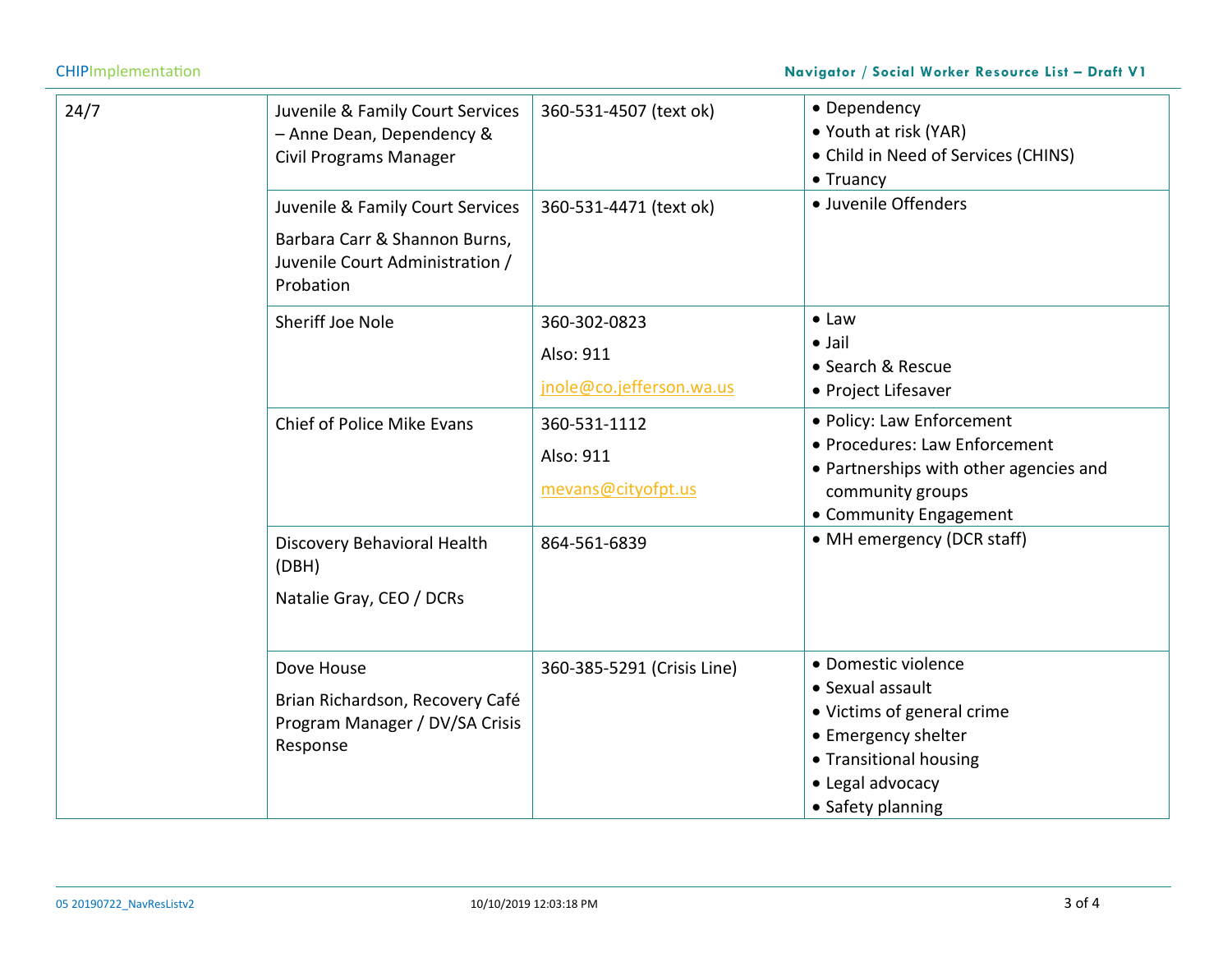| | | | |
|---|---|---|---|
| 24/7 | Juvenile & Family Court Services – Anne Dean, Dependency & Civil Programs Manager | 360-531-4507 (text ok) | • Dependency<br>• Youth at risk (YAR)<br>• Child in Need of Services (CHINS)<br>• Truancy |
| | Juvenile & Family Court Services<br>Barbara Carr & Shannon Burns, Juvenile Court Administration / Probation | 360-531-4471 (text ok) | • Juvenile Offenders |
| | Sheriff Joe Nole | 360-302-0823<br>Also: 911<br>jnole@co.jefferson.wa.us | • Law<br>• Jail<br>• Search & Rescue<br>• Project Lifesaver |
| | Chief of Police Mike Evans | 360-531-1112<br>Also: 911<br>mevans@cityofpt.us | • Policy: Law Enforcement<br>• Procedures: Law Enforcement<br>• Partnerships with other agencies and community groups<br>• Community Engagement |
| | Discovery Behavioral Health (DBH)<br>Natalie Gray, CEO / DCRs | 864-561-6839 | • MH emergency (DCR staff) |
| | Dove House<br>Brian Richardson, Recovery Café Program Manager / DV/SA Crisis Response | 360-385-5291 (Crisis Line) | • Domestic violence<br>• Sexual assault<br>• Victims of general crime<br>• Emergency shelter<br>• Transitional housing<br>• Legal advocacy<br>• Safety planning |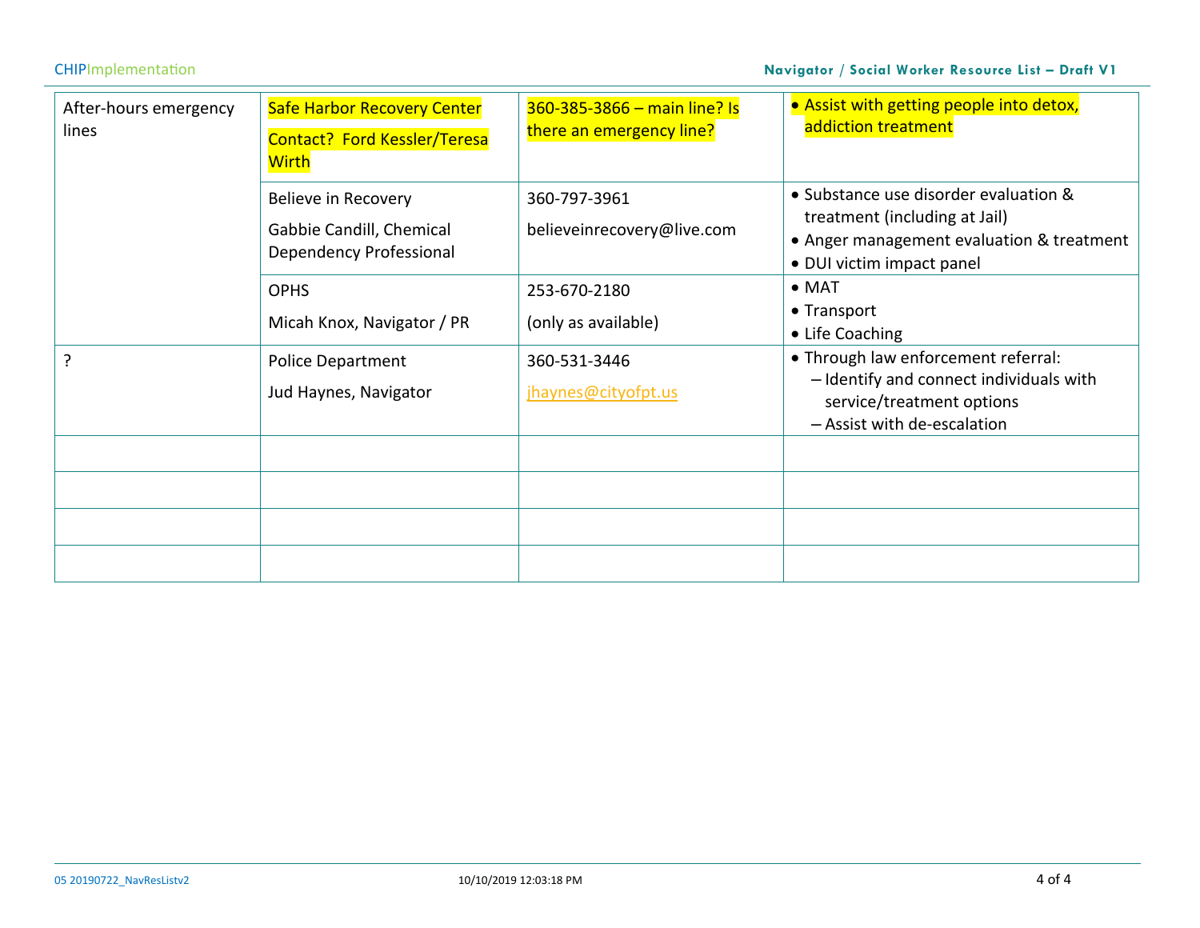| | | | |
|---|---|---|---|
| After-hours emergency lines | Safe Harbor Recovery Center<br>Contact? Ford Kessler/Teresa Wirth | 360-385-3866 – main line? Is there an emergency line? | • Assist with getting people into detox, addiction treatment |
| | Believe in Recovery<br>Gabbie Candill, Chemical Dependency Professional | 360-797-3961<br>believeinrecovery@live.com | • Substance use disorder evaluation & treatment (including at Jail)<br>• Anger management evaluation & treatment<br>• DUI victim impact panel |
| | OPHS<br>Micah Knox, Navigator / PR | 253-670-2180<br>(only as available) | • MAT<br>• Transport<br>• Life Coaching |
| ? | Police Department<br>Jud Haynes, Navigator | 360-531-3446<br>jhaynes@cityofpt.us | • Through law enforcement referral:<br>– Identify and connect individuals with service/treatment options<br>– Assist with de-escalation |
| | | | |
| | | | |
| | | | |
| | | | |